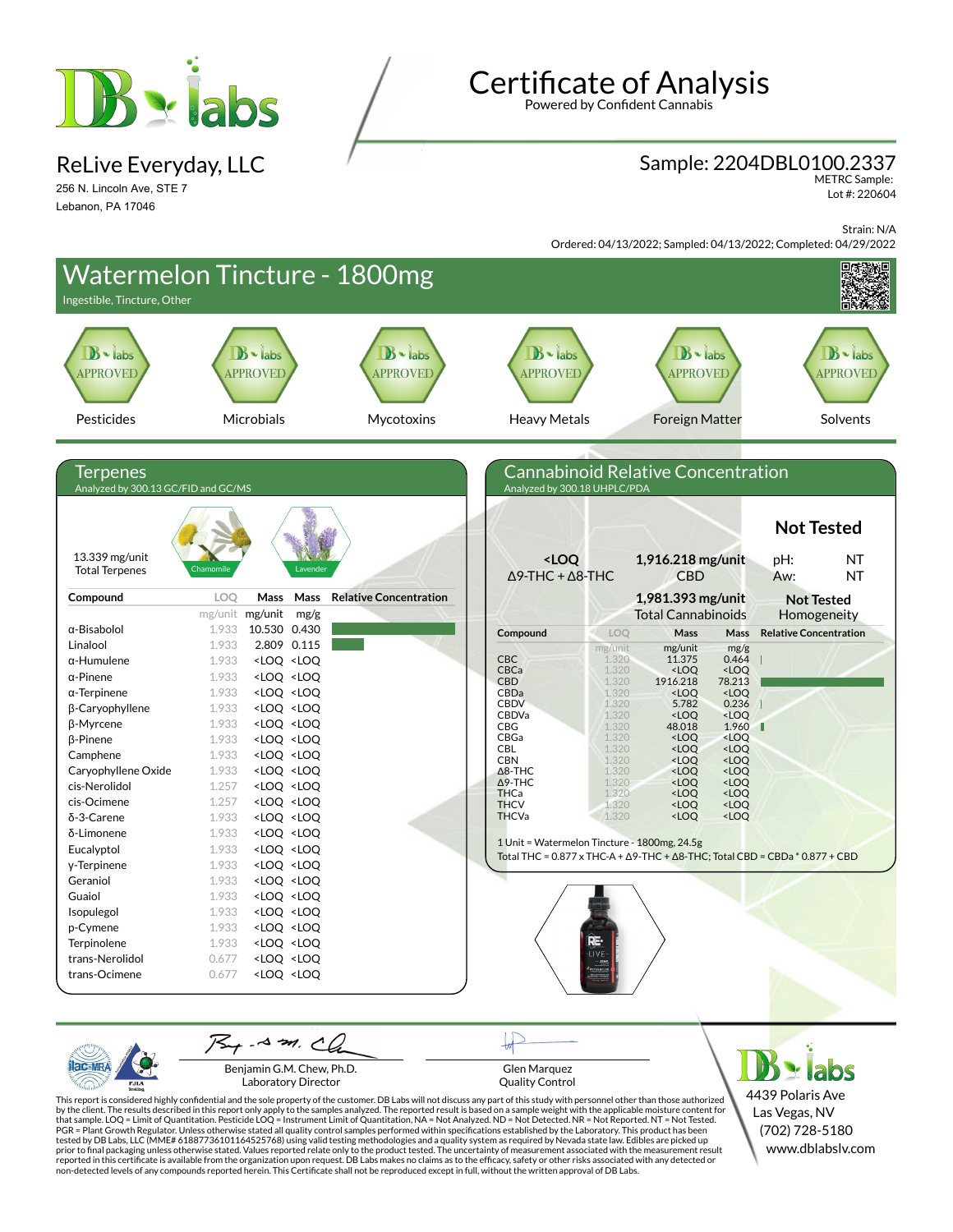# Certificate of Analysis

Powered by Confident Cannabis

**ReLive Everyday, LLC**

256 N. Lincoln Ave, STE 7
Lebanon, PA 17046

**Sample: 2204DBL0100.2337**

METRC Sample:
Lot #: 220604

Strain: N/A

Ordered: 04/13/2022; Sampled: 04/13/2022; Completed: 04/29/2022

## Watermelon Tincture - 1800mg

Ingestible, Tincture, Other

| Pesticides | Microbials | Mycotoxins | Heavy Metals | Foreign Matter | Solvents |
|---|---|---|---|---|---|
| APPROVED | APPROVED | APPROVED | APPROVED | APPROVED | APPROVED |

## Terpenes

Analyzed by 300.13 GC/FID and GC/MS

13.339 mg/unit Total Terpenes

Chamomile, Lavender

| Compound | LOQ mg/unit | Mass mg/unit | Mass mg/g | Relative Concentration |
|---|---|---|---|---|
| α-Bisabolol | 1.933 | 10.530 | 0.430 | |
| Linalool | 1.933 | 2.809 | 0.115 | |
| α-Humulene | 1.933 | <LOQ | <LOQ | |
| α-Pinene | 1.933 | <LOQ | <LOQ | |
| α-Terpinene | 1.933 | <LOQ | <LOQ | |
| β-Caryophyllene | 1.933 | <LOQ | <LOQ | |
| β-Myrcene | 1.933 | <LOQ | <LOQ | |
| β-Pinene | 1.933 | <LOQ | <LOQ | |
| Camphene | 1.933 | <LOQ | <LOQ | |
| Caryophyllene Oxide | 1.933 | <LOQ | <LOQ | |
| cis-Nerolidol | 1.257 | <LOQ | <LOQ | |
| cis-Ocimene | 1.257 | <LOQ | <LOQ | |
| δ-3-Carene | 1.933 | <LOQ | <LOQ | |
| δ-Limonene | 1.933 | <LOQ | <LOQ | |
| Eucalyptol | 1.933 | <LOQ | <LOQ | |
| γ-Terpinene | 1.933 | <LOQ | <LOQ | |
| Geraniol | 1.933 | <LOQ | <LOQ | |
| Guaiol | 1.933 | <LOQ | <LOQ | |
| Isopulegol | 1.933 | <LOQ | <LOQ | |
| p-Cymene | 1.933 | <LOQ | <LOQ | |
| Terpinolene | 1.933 | <LOQ | <LOQ | |
| trans-Nerolidol | 0.677 | <LOQ | <LOQ | |
| trans-Ocimene | 0.677 | <LOQ | <LOQ | |

## Cannabinoid Relative Concentration

Analyzed by 300.18 UHPLC/PDA

**<LOQ** Δ9-THC + Δ8-THC

**1,916.218 mg/unit** CBD

**1,981.393 mg/unit** Total Cannabinoids

**Not Tested**

pH: NT
Aw: NT

**Not Tested** Homogeneity

| Compound | LOQ mg/unit | Mass mg/unit | Mass mg/g | Relative Concentration |
|---|---|---|---|---|
| CBC | 1.320 | 11.375 | 0.464 | |
| CBCa | 1.320 | <LOQ | <LOQ | |
| CBD | 1.320 | 1916.218 | 78.213 | |
| CBDa | 1.320 | <LOQ | <LOQ | |
| CBDV | 1.320 | 5.782 | 0.236 | |
| CBDVa | 1.320 | <LOQ | <LOQ | |
| CBG | 1.320 | 48.018 | 1.960 | |
| CBGa | 1.320 | <LOQ | <LOQ | |
| CBL | 1.320 | <LOQ | <LOQ | |
| CBN | 1.320 | <LOQ | <LOQ | |
| Δ8-THC | 1.320 | <LOQ | <LOQ | |
| Δ9-THC | 1.320 | <LOQ | <LOQ | |
| THCa | 1.320 | <LOQ | <LOQ | |
| THCV | 1.320 | <LOQ | <LOQ | |
| THCVa | 1.320 | <LOQ | <LOQ | |

1 Unit = Watermelon Tincture - 1800mg, 24.5g

Total THC = 0.877 x THC-A + Δ9-THC + Δ8-THC; Total CBD = CBDa * 0.877 + CBD

Benjamin G.M. Chew, Ph.D.
Laboratory Director

Glen Marquez
Quality Control

DB Labs
4439 Polaris Ave
Las Vegas, NV
(702) 728-5180
www.dblabslv.com

This report is considered highly confidential and the sole property of the customer. DB Labs will not discuss any part of this study with personnel other than those authorized by the client. The results described in this report only apply to the samples analyzed. The reported result is based on a sample weight with the applicable moisture content for that sample. LOQ = Limit of Quantitation. Pesticide LOQ = Instrument Limit of Quantitation, NA = Not Analyzed. ND = Not Detected. NR = Not Reported. NT = Not Tested. PGR = Plant Growth Regulator. Unless otherwise stated all quality control samples performed within specifications established by the Laboratory. This product has been tested by DB Labs, LLC (MME# 61887736101164525768) using valid testing methodologies and a quality system as required by Nevada state law. Edibles are picked up prior to final packaging unless otherwise stated. Values reported relate only to the product tested. The uncertainty of measurement associated with the measurement result reported in this certificate is available from the organization upon request. DB Labs makes no claims as to the efficacy, safety or other risks associated with any detected or non-detected levels of any compounds reported herein. This Certificate shall not be reproduced except in full, without the written approval of DB Labs.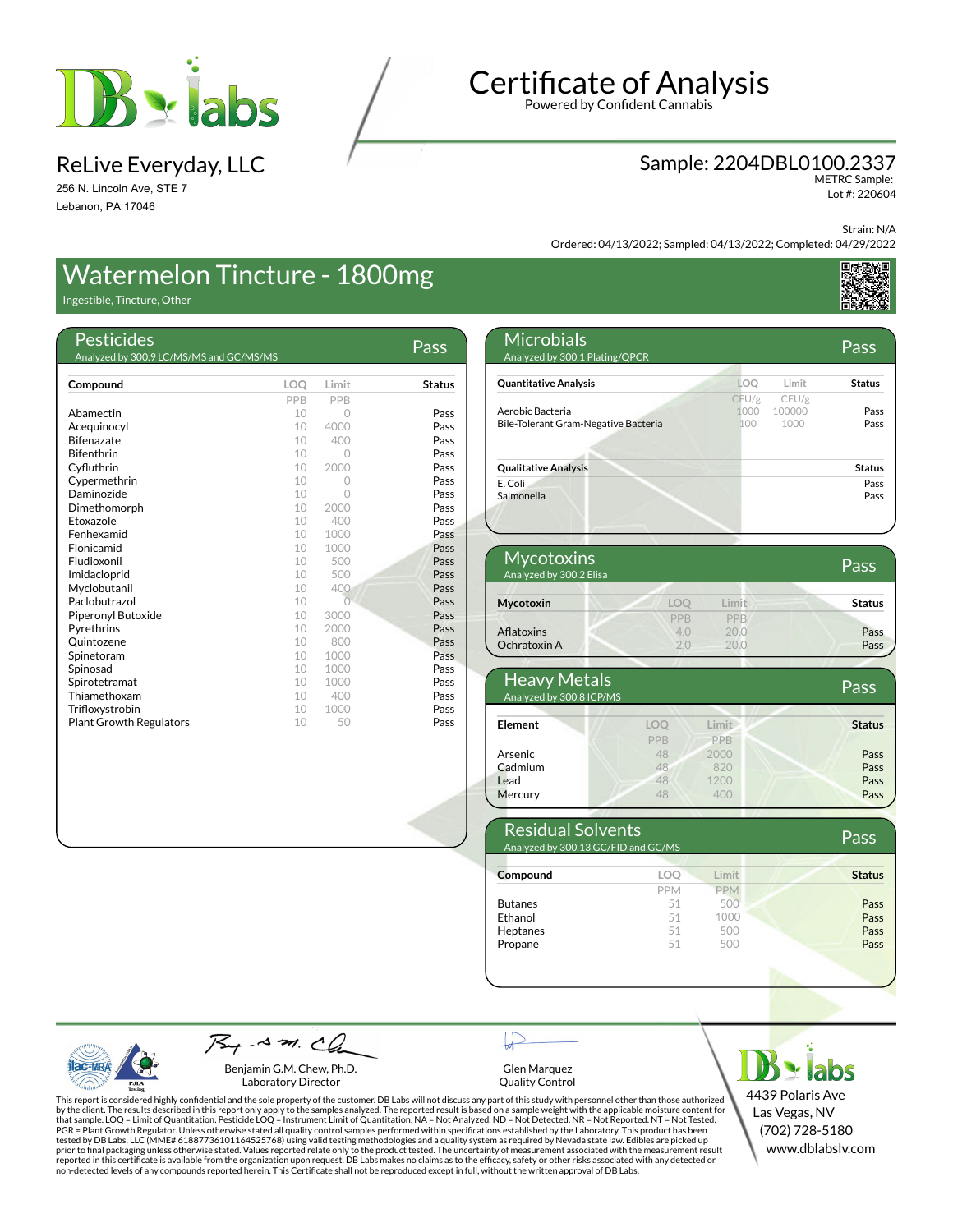# Certificate of Analysis

Powered by Confident Cannabis

## ReLive Everyday, LLC

256 N. Lincoln Ave, STE 7
Lebanon, PA 17046

**Sample: 2204DBL0100.2337**
METRC Sample:
Lot #: 220604

Strain: N/A
Ordered: 04/13/2022; Sampled: 04/13/2022; Completed: 04/29/2022

# Watermelon Tincture - 1800mg

Ingestible, Tincture, Other

## Pesticides — Pass

Analyzed by 300.9 LC/MS/MS and GC/MS/MS

| Compound | LOQ | Limit | Status |
|---|---|---|---|
| | PPB | PPB | |
| Abamectin | 10 | 0 | Pass |
| Acequinocyl | 10 | 4000 | Pass |
| Bifenazate | 10 | 400 | Pass |
| Bifenthrin | 10 | 0 | Pass |
| Cyfluthrin | 10 | 2000 | Pass |
| Cypermethrin | 10 | 0 | Pass |
| Daminozide | 10 | 0 | Pass |
| Dimethomorph | 10 | 2000 | Pass |
| Etoxazole | 10 | 400 | Pass |
| Fenhexamid | 10 | 1000 | Pass |
| Flonicamid | 10 | 1000 | Pass |
| Fludioxonil | 10 | 500 | Pass |
| Imidacloprid | 10 | 500 | Pass |
| Myclobutanil | 10 | 400 | Pass |
| Paclobutrazol | 10 | 0 | Pass |
| Piperonyl Butoxide | 10 | 3000 | Pass |
| Pyrethrins | 10 | 2000 | Pass |
| Quintozene | 10 | 800 | Pass |
| Spinetoram | 10 | 1000 | Pass |
| Spinosad | 10 | 1000 | Pass |
| Spirotetramat | 10 | 1000 | Pass |
| Thiamethoxam | 10 | 400 | Pass |
| Trifloxystrobin | 10 | 1000 | Pass |
| Plant Growth Regulators | 10 | 50 | Pass |

## Microbials — Pass

Analyzed by 300.1 Plating/QPCR

| Quantitative Analysis | LOQ | Limit | Status |
|---|---|---|---|
| | CFU/g | CFU/g | |
| Aerobic Bacteria | 1000 | 100000 | Pass |
| Bile-Tolerant Gram-Negative Bacteria | 100 | 1000 | Pass |

| Qualitative Analysis | Status |
|---|---|
| E. Coli | Pass |
| Salmonella | Pass |

## Mycotoxins — Pass

Analyzed by 300.2 Elisa

| Mycotoxin | LOQ | Limit | Status |
|---|---|---|---|
| | PPB | PPB | |
| Aflatoxins | 4.0 | 20.0 | Pass |
| Ochratoxin A | 2.0 | 20.0 | Pass |

## Heavy Metals — Pass

Analyzed by 300.8 ICP/MS

| Element | LOQ | Limit | Status |
|---|---|---|---|
| | PPB | PPB | |
| Arsenic | 48 | 2000 | Pass |
| Cadmium | 48 | 820 | Pass |
| Lead | 48 | 1200 | Pass |
| Mercury | 48 | 400 | Pass |

## Residual Solvents — Pass

Analyzed by 300.13 GC/FID and GC/MS

| Compound | LOQ | Limit | Status |
|---|---|---|---|
| | PPM | PPM | |
| Butanes | 51 | 500 | Pass |
| Ethanol | 51 | 1000 | Pass |
| Heptanes | 51 | 500 | Pass |
| Propane | 51 | 500 | Pass |

Benjamin G.M. Chew, Ph.D.
Laboratory Director

Glen Marquez
Quality Control

DB labs
4439 Polaris Ave
Las Vegas, NV
(702) 728-5180
www.dblabslv.com

This report is considered highly confidential and the sole property of the customer. DB Labs will not discuss any part of this study with personnel other than those authorized by the client. The results described in this report only apply to the samples analyzed. The reported result is based on a sample weight with the applicable moisture content for that sample. LOQ = Limit of Quantitation. Pesticide LOQ = Instrument Limit of Quantitation, NA = Not Analyzed. ND = Not Detected. NR = Not Reported. NT = Not Tested. PGR = Plant Growth Regulator. Unless otherwise stated all quality control samples performed within specifications established by the Laboratory. This product has been tested by DB Labs, LLC (MME# 61887736101164525768) using valid testing methodologies and a quality system as required by Nevada state law. Edibles are picked up prior to final packaging unless otherwise stated. Values reported relate only to the product tested. The uncertainty of measurement associated with the measurement result reported in this certificate is available from the organization upon request. DB Labs makes no claims as to the efficacy, safety or other risks associated with any detected or non-detected levels of any compounds reported herein. This Certificate shall not be reproduced except in full, without the written approval of DB Labs.